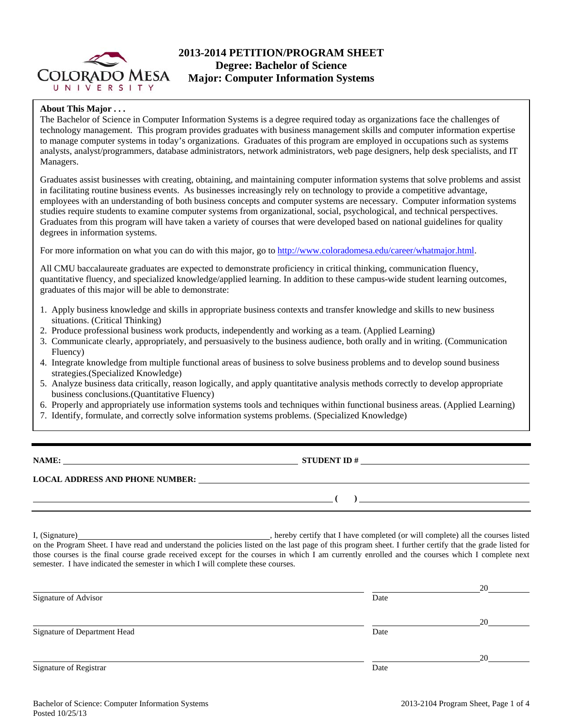# 2013-2014 PETITION/PROGRAM SHEET
## Degree: Bachelor of Science
## Major: Computer Information Systems

**About This Major . . .**

The Bachelor of Science in Computer Information Systems is a degree required today as organizations face the challenges of technology management. This program provides graduates with business management skills and computer information expertise to manage computer systems in today's organizations. Graduates of this program are employed in occupations such as systems analysts, analyst/programmers, database administrators, network administrators, web page designers, help desk specialists, and IT Managers.

Graduates assist businesses with creating, obtaining, and maintaining computer information systems that solve problems and assist in facilitating routine business events. As businesses increasingly rely on technology to provide a competitive advantage, employees with an understanding of both business concepts and computer systems are necessary. Computer information systems studies require students to examine computer systems from organizational, social, psychological, and technical perspectives. Graduates from this program will have taken a variety of courses that were developed based on national guidelines for quality degrees in information systems.

For more information on what you can do with this major, go to http://www.coloradomesa.edu/career/whatmajor.html.

All CMU baccalaureate graduates are expected to demonstrate proficiency in critical thinking, communication fluency, quantitative fluency, and specialized knowledge/applied learning. In addition to these campus-wide student learning outcomes, graduates of this major will be able to demonstrate:

1. Apply business knowledge and skills in appropriate business contexts and transfer knowledge and skills to new business situations. (Critical Thinking)
2. Produce professional business work products, independently and working as a team. (Applied Learning)
3. Communicate clearly, appropriately, and persuasively to the business audience, both orally and in writing. (Communication Fluency)
4. Integrate knowledge from multiple functional areas of business to solve business problems and to develop sound business strategies.(Specialized Knowledge)
5. Analyze business data critically, reason logically, and apply quantitative analysis methods correctly to develop appropriate business conclusions.(Quantitative Fluency)
6. Properly and appropriately use information systems tools and techniques within functional business areas. (Applied Learning)
7. Identify, formulate, and correctly solve information systems problems. (Specialized Knowledge)

---

**NAME:** ______________________________ **STUDENT ID #** ______________________________

**LOCAL ADDRESS AND PHONE NUMBER:** ______________________________

______________________________ **( )** ______________________________

---

I, (Signature) ______________________________, hereby certify that I have completed (or will complete) all the courses listed on the Program Sheet. I have read and understand the policies listed on the last page of this program sheet. I further certify that the grade listed for those courses is the final course grade received except for the courses in which I am currently enrolled and the courses which I complete next semester. I have indicated the semester in which I will complete these courses.

______________________________ ______________ 20______
Signature of Advisor Date

______________________________ ______________ 20______
Signature of Department Head Date

______________________________ ______________ 20______
Signature of Registrar Date

Bachelor of Science: Computer Information Systems
Posted 10/25/13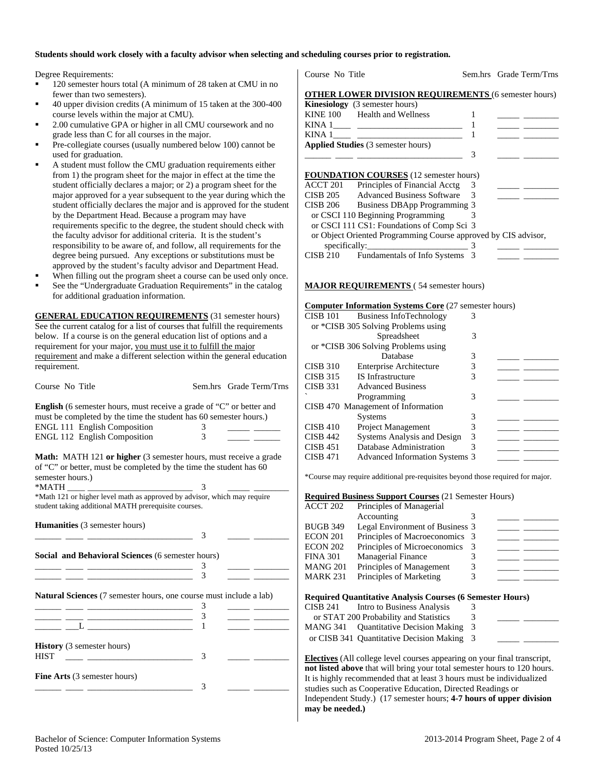**Students should work closely with a faculty advisor when selecting and scheduling courses prior to registration.**

Degree Requirements:

- 120 semester hours total (A minimum of 28 taken at CMU in no fewer than two semesters).
- 40 upper division credits (A minimum of 15 taken at the 300-400 course levels within the major at CMU).
- 2.00 cumulative GPA or higher in all CMU coursework and no grade less than C for all courses in the major.
- Pre-collegiate courses (usually numbered below 100) cannot be used for graduation.
- A student must follow the CMU graduation requirements either from 1) the program sheet for the major in effect at the time the student officially declares a major; or 2) a program sheet for the major approved for a year subsequent to the year during which the student officially declares the major and is approved for the student by the Department Head. Because a program may have requirements specific to the degree, the student should check with the faculty advisor for additional criteria. It is the student's responsibility to be aware of, and follow, all requirements for the degree being pursued. Any exceptions or substitutions must be approved by the student's faculty advisor and Department Head.
- When filling out the program sheet a course can be used only once.
- See the "Undergraduate Graduation Requirements" in the catalog for additional graduation information.

**GENERAL EDUCATION REQUIREMENTS** (31 semester hours) See the current catalog for a list of courses that fulfill the requirements below. If a course is on the general education list of options and a requirement for your major, you must use it to fulfill the major requirement and make a different selection within the general education requirement.

| Course No Title | Sem.hrs | Grade Term/Trns |
|---|---|---|
| **English** (6 semester hours, must receive a grade of "C" or better and must be completed by the time the student has 60 semester hours.) | | |
| ENGL 111 English Composition | 3 | _____ ______ |
| ENGL 112 English Composition | 3 | _____ ______ |
| **Math:** MATH 121 **or higher** (3 semester hours, must receive a grade of "C" or better, must be completed by the time the student has 60 semester hours.) | | |
| *MATH ____ ________________________ | 3 | _____ ________ |
| *Math 121 or higher level math as approved by advisor, which may require student taking additional MATH prerequisite courses. | | |
| **Humanities** (3 semester hours) | | |
| ______ ____ ________________________ | 3 | _____ ________ |
| **Social and Behavioral Sciences** (6 semester hours) | | |
| ______ ____ ________________________ | 3 | _____ ________ |
| ______ ____ ________________________ | 3 | _____ ________ |
| **Natural Sciences** (7 semester hours, one course must include a lab) | | |
| ______ ____ ________________________ | 3 | _____ ________ |
| ______ ____ ________________________ | 3 | _____ ________ |
| ______ ___L ________________________ | 1 | _____ ________ |
| **History** (3 semester hours) | | |
| HIST ____ ________________________ | 3 | _____ ________ |
| **Fine Arts** (3 semester hours) | | |
| ______ ____ ________________________ | 3 | _____ ________ |

| Course No Title | Sem.hrs | Grade Term/Trns |
|---|---|---|
| **OTHER LOWER DIVISION REQUIREMENTS** (6 semester hours) | | |
| **Kinesiology** (3 semester hours) | | |
| KINE 100 Health and Wellness | 1 | _____ ________ |
| KINA 1____ ________________________ | 1 | _____ ________ |
| KINA 1____ ________________________ | 1 | _____ ________ |
| **Applied Studies** (3 semester hours) | | |
| ______ ____ ________________________ | 3 | _____ ________ |
| **FOUNDATION COURSES** (12 semester hours) | | |
| ACCT 201 Principles of Financial Acctg | 3 | _____ ________ |
| CISB 205 Advanced Business Software | 3 | _____ ________ |
| CISB 206 Business DBApp Programming | 3 | |
| or CSCI 110 Beginning Programming | 3 | |
| or CSCI 111 CS1: Foundations of Comp Sci | 3 | |
| or Object Oriented Programming Course approved by CIS advisor, specifically:_______________________ | 3 | _____ ________ |
| CISB 210 Fundamentals of Info Systems | 3 | _____ ________ |
| **MAJOR REQUIREMENTS** ( 54 semester hours) | | |
| **Computer Information Systems Core** (27 semester hours) | | |
| CISB 101 Business InfoTechnology | 3 | |
| or *CISB 305 Solving Problems using Spreadsheet | 3 | |
| or *CISB 306 Solving Problems using Database | 3 | _____ ________ |
| CISB 310 Enterprise Architecture | 3 | _____ ________ |
| CISB 315 IS Infrastructure | 3 | _____ ________ |
| CISB 331 Advanced Business Programming | 3 | _____ ________ |
| CISB 470 Management of Information Systems | 3 | _____ ________ |
| CISB 410 Project Management | 3 | _____ ________ |
| CISB 442 Systems Analysis and Design | 3 | _____ ________ |
| CISB 451 Database Administration | 3 | _____ ________ |
| CISB 471 Advanced Information Systems | 3 | _____ ________ |

*Course may require additional pre-requisites beyond those required for major.

| Course No Title | Sem.hrs | Grade Term/Trns |
|---|---|---|
| **Required Business Support Courses** (21 Semester Hours) | | |
| ACCT 202 Principles of Managerial Accounting | 3 | _____ ________ |
| BUGB 349 Legal Environment of Business | 3 | _____ ________ |
| ECON 201 Principles of Macroeconomics | 3 | _____ ________ |
| ECON 202 Principles of Microeconomics | 3 | _____ ________ |
| FINA 301 Managerial Finance | 3 | _____ ________ |
| MANG 201 Principles of Management | 3 | _____ ________ |
| MARK 231 Principles of Marketing | 3 | _____ ________ |
| **Required Quantitative Analysis Courses (6 Semester Hours)** | | |
| CISB 241 Intro to Business Analysis | 3 | |
| or STAT 200 Probability and Statistics | 3 | _____ ________ |
| MANG 341 Quantitative Decision Making | 3 | |
| or CISB 341 Quantitative Decision Making | 3 | _____ ________ |

**Electives** (All college level courses appearing on your final transcript, **not listed above** that will bring your total semester hours to 120 hours. It is highly recommended that at least 3 hours must be individualized studies such as Cooperative Education, Directed Readings or Independent Study.) (17 semester hours; **4-7 hours of upper division may be needed.)**

Posted 10/25/13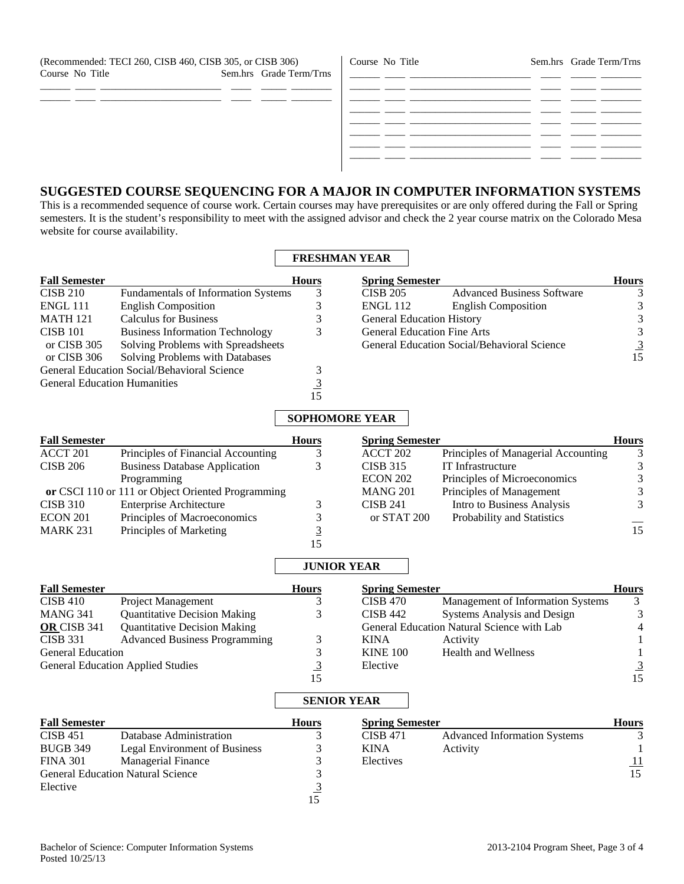(Recommended: TECI 260, CISB 460, CISB 305, or CISB 306)

| Course | No | Title | Sem.hrs | Grade | Term/Trns |
|---|---|---|---|---|---|
| | | | | | |
| | | | | | |

| Course | No | Title | Sem.hrs | Grade | Term/Trns |
|---|---|---|---|---|---|
| | | | | | |
| | | | | | |
| | | | | | |
| | | | | | |
| | | | | | |
| | | | | | |
| | | | | | |
| | | | | | |

## SUGGESTED COURSE SEQUENCING FOR A MAJOR IN COMPUTER INFORMATION SYSTEMS

This is a recommended sequence of course work. Certain courses may have prerequisites or are only offered during the Fall or Spring semesters. It is the student's responsibility to meet with the assigned advisor and check the 2 year course matrix on the Colorado Mesa website for course availability.

### FRESHMAN YEAR

| Fall Semester | | Hours |
|---|---|---|
| CISB 210 | Fundamentals of Information Systems | 3 |
| ENGL 111 | English Composition | 3 |
| MATH 121 | Calculus for Business | 3 |
| CISB 101 | Business Information Technology | 3 |
| or CISB 305 | Solving Problems with Spreadsheets | |
| or CISB 306 | Solving Problems with Databases | |
| General Education Social/Behavioral Science | | 3 |
| General Education Humanities | | 3 |
| | | 15 |

| Spring Semester | | Hours |
|---|---|---|
| CISB 205 | Advanced Business Software | 3 |
| ENGL 112 | English Composition | 3 |
| General Education History | | 3 |
| General Education Fine Arts | | 3 |
| General Education Social/Behavioral Science | | 3 |
| | | 15 |

### SOPHOMORE YEAR

| Fall Semester | | Hours |
|---|---|---|
| ACCT 201 | Principles of Financial Accounting | 3 |
| CISB 206 | Business Database Application Programming | 3 |
| **or** CSCI 110 or 111 or Object Oriented Programming | | |
| CISB 310 | Enterprise Architecture | 3 |
| ECON 201 | Principles of Macroeconomics | 3 |
| MARK 231 | Principles of Marketing | 3 |
| | | 15 |

| Spring Semester | | Hours |
|---|---|---|
| ACCT 202 | Principles of Managerial Accounting | 3 |
| CISB 315 | IT Infrastructure | 3 |
| ECON 202 | Principles of Microeconomics | 3 |
| MANG 201 | Principles of Management | 3 |
| CISB 241 | Intro to Business Analysis | 3 |
| or STAT 200 | Probability and Statistics | |
| | | 15 |

### JUNIOR YEAR

| Fall Semester | | Hours |
|---|---|---|
| CISB 410 | Project Management | 3 |
| MANG 341 | Quantitative Decision Making | 3 |
| **OR** CISB 341 | Quantitative Decision Making | |
| CISB 331 | Advanced Business Programming | 3 |
| General Education | | 3 |
| General Education Applied Studies | | 3 |
| | | 15 |

| Spring Semester | | Hours |
|---|---|---|
| CISB 470 | Management of Information Systems | 3 |
| CISB 442 | Systems Analysis and Design | 3 |
| General Education Natural Science with Lab | | 4 |
| KINA | Activity | 1 |
| KINE 100 | Health and Wellness | 1 |
| Elective | | 3 |
| | | 15 |

### SENIOR YEAR

| Fall Semester | | Hours |
|---|---|---|
| CISB 451 | Database Administration | 3 |
| BUGB 349 | Legal Environment of Business | 3 |
| FINA 301 | Managerial Finance | 3 |
| General Education Natural Science | | 3 |
| Elective | | 3 |
| | | 15 |

| Spring Semester | | Hours |
|---|---|---|
| CISB 471 | Advanced Information Systems | 3 |
| KINA | Activity | 1 |
| Electives | | 11 |
| | | 15 |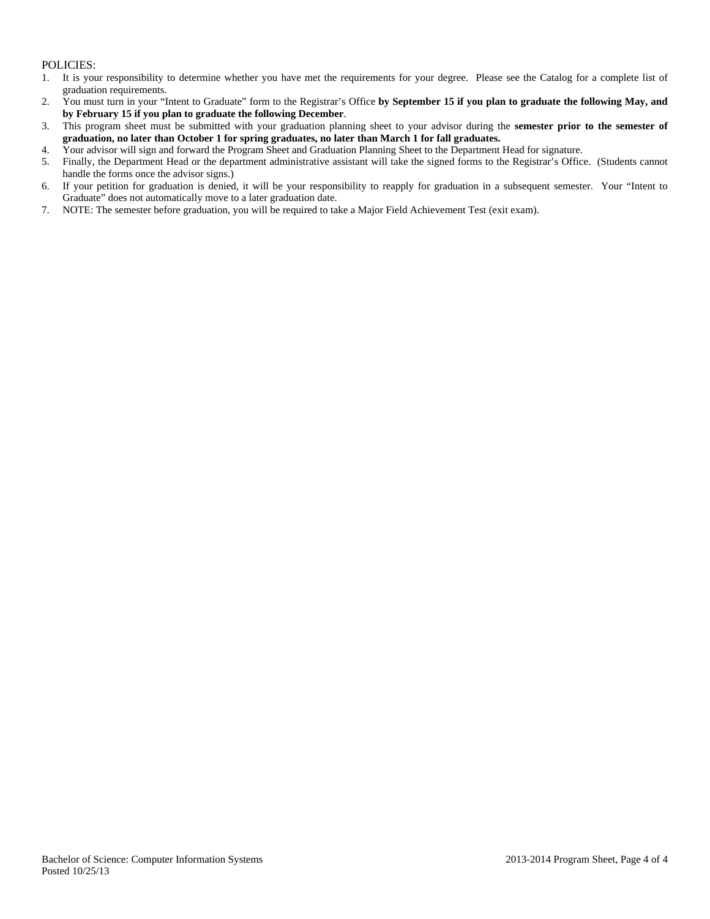POLICIES:

1. It is your responsibility to determine whether you have met the requirements for your degree. Please see the Catalog for a complete list of graduation requirements.
2. You must turn in your "Intent to Graduate" form to the Registrar's Office **by September 15 if you plan to graduate the following May, and by February 15 if you plan to graduate the following December**.
3. This program sheet must be submitted with your graduation planning sheet to your advisor during the **semester prior to the semester of graduation, no later than October 1 for spring graduates, no later than March 1 for fall graduates.**
4. Your advisor will sign and forward the Program Sheet and Graduation Planning Sheet to the Department Head for signature.
5. Finally, the Department Head or the department administrative assistant will take the signed forms to the Registrar's Office. (Students cannot handle the forms once the advisor signs.)
6. If your petition for graduation is denied, it will be your responsibility to reapply for graduation in a subsequent semester. Your "Intent to Graduate" does not automatically move to a later graduation date.
7. NOTE: The semester before graduation, you will be required to take a Major Field Achievement Test (exit exam).